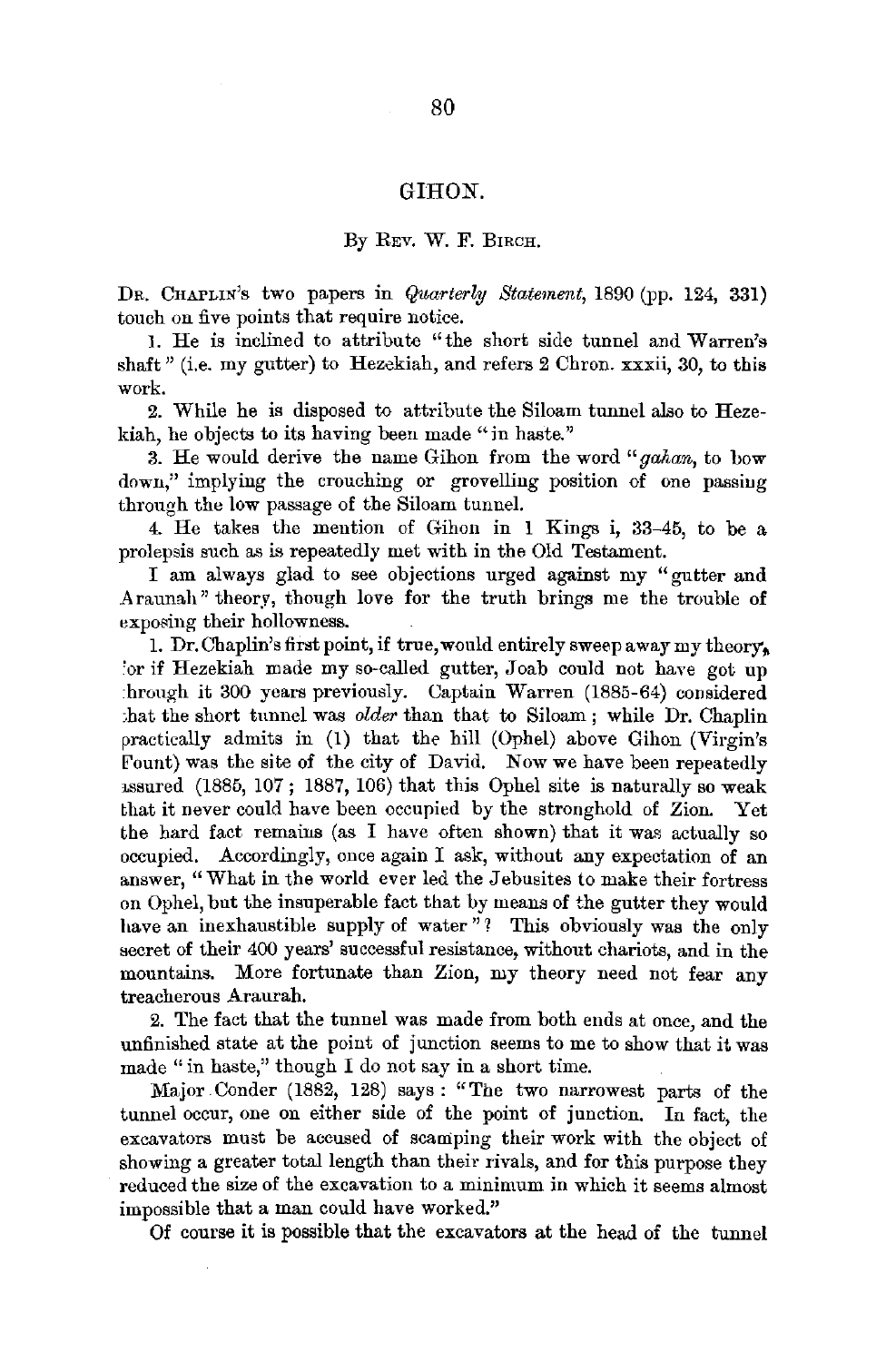# GIHON.

By Rev. W. F. Birch.

Dr. Chaplin's two papers in *Quarterly Statement*, 1890 (pp. 124, 331) touch on five points that require notice.

1. He is inclined to attribute "the short side tunnel and Warren's shaft" (i.e. my gutter) to Hezekiah, and refers 2 Chron. xxxii, 30, to this work.

2. While he is disposed to attribute the Siloam tunnel also to Hezekiah, he objects to its having been made "in haste."

3. He would derive the name Gihon from the word "*gahan*, to bow down," implying the crouching or grovelling position of one passing through the low passage of the Siloam tunnel.

4. He takes the mention of Gihon in 1 Kings i, 33–45, to be a prolepsis such as is repeatedly met with in the Old Testament.

I am always glad to see objections urged against my "gutter and Araunah" theory, though love for the truth brings me the trouble of exposing their hollowness.

1. Dr. Chaplin's first point, if true, would entirely sweep away my theory, for if Hezekiah made my so-called gutter, Joab could not have got up through it 300 years previously. Captain Warren (1885-64) considered that the short tunnel was *older* than that to Siloam; while Dr. Chaplin practically admits in (1) that the hill (Ophel) above Gihon (Virgin's Fount) was the site of the city of David. Now we have been repeatedly assured (1885, 107; 1887, 106) that this Ophel site is naturally so weak that it never could have been occupied by the stronghold of Zion. Yet the hard fact remains (as I have often shown) that it was actually so occupied. Accordingly, once again I ask, without any expectation of an answer, "What in the world ever led the Jebusites to make their fortress on Ophel, but the insuperable fact that by means of the gutter they would have an inexhaustible supply of water"? This obviously was the only secret of their 400 years' successful resistance, without chariots, and in the mountains. More fortunate than Zion, my theory need not fear any treacherous Araurah.

2. The fact that the tunnel was made from both ends at once, and the unfinished state at the point of junction seems to me to show that it was made "in haste," though I do not say in a short time.

Major Conder (1882, 128) says: "The two narrowest parts of the tunnel occur, one on either side of the point of junction. In fact, the excavators must be accused of scamping their work with the object of showing a greater total length than their rivals, and for this purpose they reduced the size of the excavation to a minimum in which it seems almost impossible that a man could have worked."

Of course it is possible that the excavators at the head of the tunnel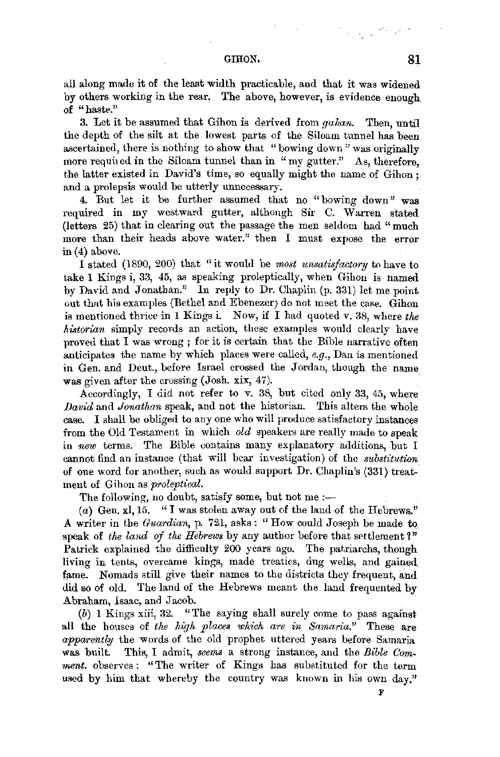all along made it of the least width practicable, and that it was widened by others working in the rear. The above, however, is evidence enough of "haste."

3. Let it be assumed that Gihon is derived from *gahan*. Then, until the depth of the silt at the lowest parts of the Siloam tunnel has been ascertained, there is nothing to show that "bowing down" was originally more required in the Siloam tunnel than in "my gutter." As, therefore, the latter existed in David's time, so equally might the name of Gihon; and a prolepsis would be utterly unnecessary.

4. But let it be further assumed that no "bowing down" was required in my westward gutter, although Sir C. Warren stated (letters 25) that in clearing out the passage the men seldom had "much more than their heads above water." then I must expose the error in (4) above.

I stated (1890, 200) that "it would be *most unsatisfactory* to have to take 1 Kings i, 33, 45, as speaking proleptically, when Gihon is named by David and Jonathan." In reply to Dr. Chaplin (p. 331) let me point out that his examples (Bethel and Ebenezer) do not meet the case. Gihon is mentioned thrice in 1 Kings i. Now, if I had quoted v. 38, where *the historian* simply records an action, these examples would clearly have proved that I was wrong; for it is certain that the Bible narrative often anticipates the name by which places were called, *e.g.*, Dan is mentioned in Gen. and Deut., before Israel crossed the Jordan, though the name was given after the crossing (Josh. xix, 47).

Accordingly, I did not refer to v. 38, but cited only 33, 45, where *David* and *Jonathan* speak, and not the historian. This alters the whole case. I shall be obliged to any one who will produce satisfactory instances from the Old Testament in which *old* speakers are really made to speak in *new* terms. The Bible contains many explanatory additions, but I cannot find an instance (that will bear investigation) of the *substitution* of one word for another, such as would support Dr. Chaplin's (331) treatment of Gihon as *proleptical*.

The following, no doubt, satisfy some, but not me:—

(*a*) Gen. xl, 15. "I was stolen away out of the land of the Hebrews." A writer in the *Guardian*, p. 721, asks: "How could Joseph be made to speak of *the land of the Hebrews* by any author before that settlement?" Patrick explained the difficulty 200 years ago. The patriarchs, though living in tents, overcame kings, made treaties, dug wells, and gained fame. Nomads still give their names to the districts they frequent, and did so of old. The land of the Hebrews meant the land frequented by Abraham, Isaac, and Jacob.

(*b*) 1 Kings xiii, 32. "The saying shall surely come to pass against all the houses of *the high places which are in Samaria*." These are *apparently* the words of the old prophet uttered years before Samaria was built. This, I admit, *seems* a strong instance, and the *Bible Comment.* observes: "The writer of Kings has substituted for the term used by him that whereby the country was known in his own day."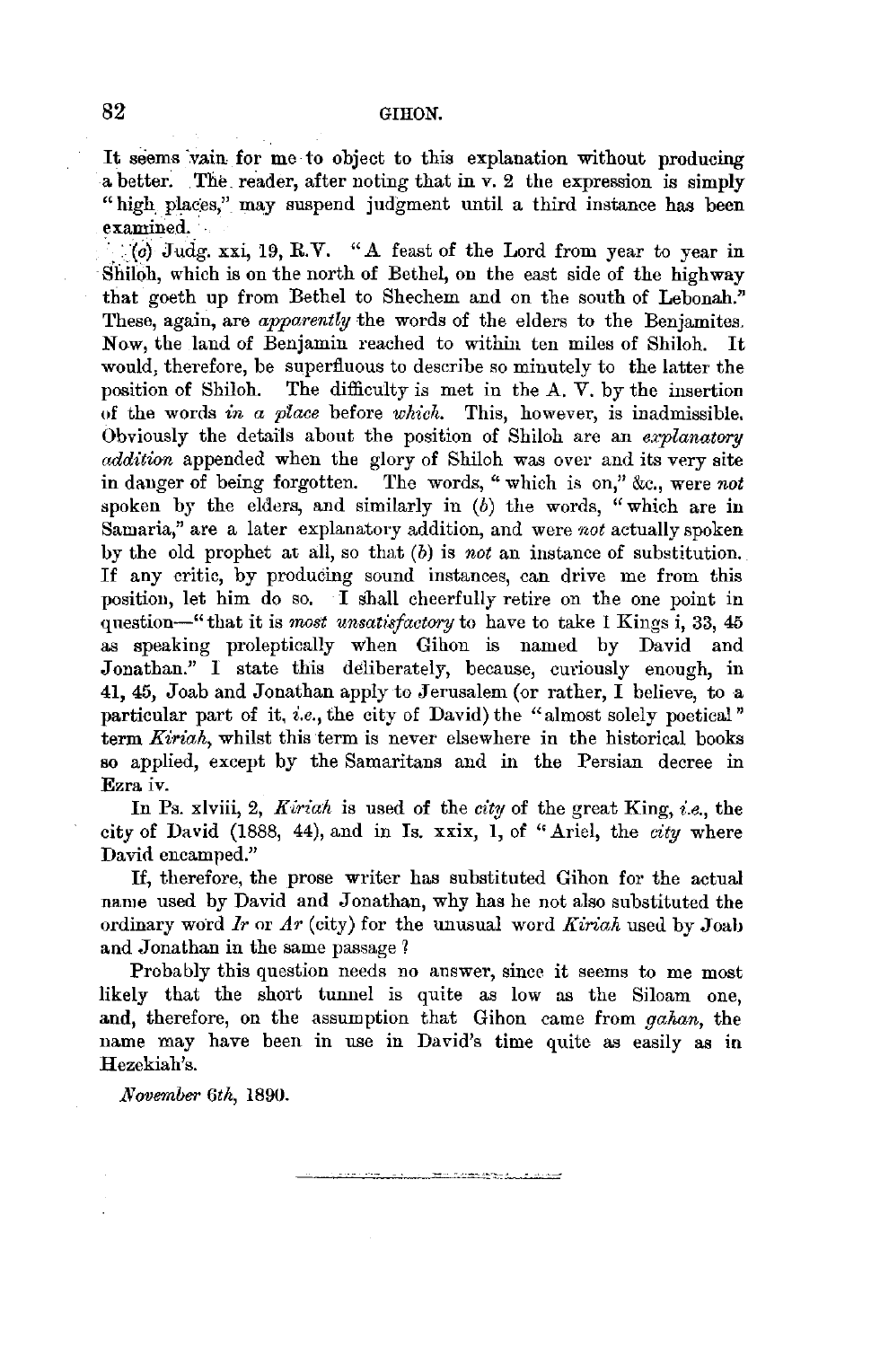It seems vain for me to object to this explanation without producing a better. The reader, after noting that in v. 2 the expression is simply "high places," may suspend judgment until a third instance has been examined.

(*c*) Judg. xxi, 19, R.V. "A feast of the Lord from year to year in Shiloh, which is on the north of Bethel, on the east side of the highway that goeth up from Bethel to Shechem and on the south of Lebonah." These, again, are *apparently* the words of the elders to the Benjamites. Now, the land of Benjamin reached to within ten miles of Shiloh. It would, therefore, be superfluous to describe so minutely to the latter the position of Shiloh. The difficulty is met in the A. V. by the insertion of the words *in a place* before *which*. This, however, is inadmissible. Obviously the details about the position of Shiloh are an *explanatory addition* appended when the glory of Shiloh was over and its very site in danger of being forgotten. The words, "which is on," &c., were *not* spoken by the elders, and similarly in (*b*) the words, "which are in Samaria," are a later explanatory addition, and were *not* actually spoken by the old prophet at all, so that (*b*) is *not* an instance of substitution. If any critic, by producing sound instances, can drive me from this position, let him do so. I shall cheerfully retire on the one point in question—"that it is *most unsatisfactory* to have to take 1 Kings i, 33, 45 as speaking proleptically when Gihon is named by David and Jonathan." I state this deliberately, because, curiously enough, in 41, 45, Joab and Jonathan apply to Jerusalem (or rather, I believe, to a particular part of it, *i.e.*, the city of David) the "almost solely poetical" term *Kiriah*, whilst this term is never elsewhere in the historical books so applied, except by the Samaritans and in the Persian decree in Ezra iv.

In Ps. xlviii, 2, *Kiriah* is used of the *city* of the great King, *i.e.*, the city of David (1888, 44), and in Is. xxix, 1, of "Ariel, the *city* where David encamped."

If, therefore, the prose writer has substituted Gihon for the actual name used by David and Jonathan, why has he not also substituted the ordinary word *Ir* or *Ar* (city) for the unusual word *Kiriah* used by Joab and Jonathan in the same passage?

Probably this question needs no answer, since it seems to me most likely that the short tunnel is quite as low as the Siloam one, and, therefore, on the assumption that Gihon came from *gahan*, the name may have been in use in David's time quite as easily as in Hezekiah's.

*November 6th, 1890.*